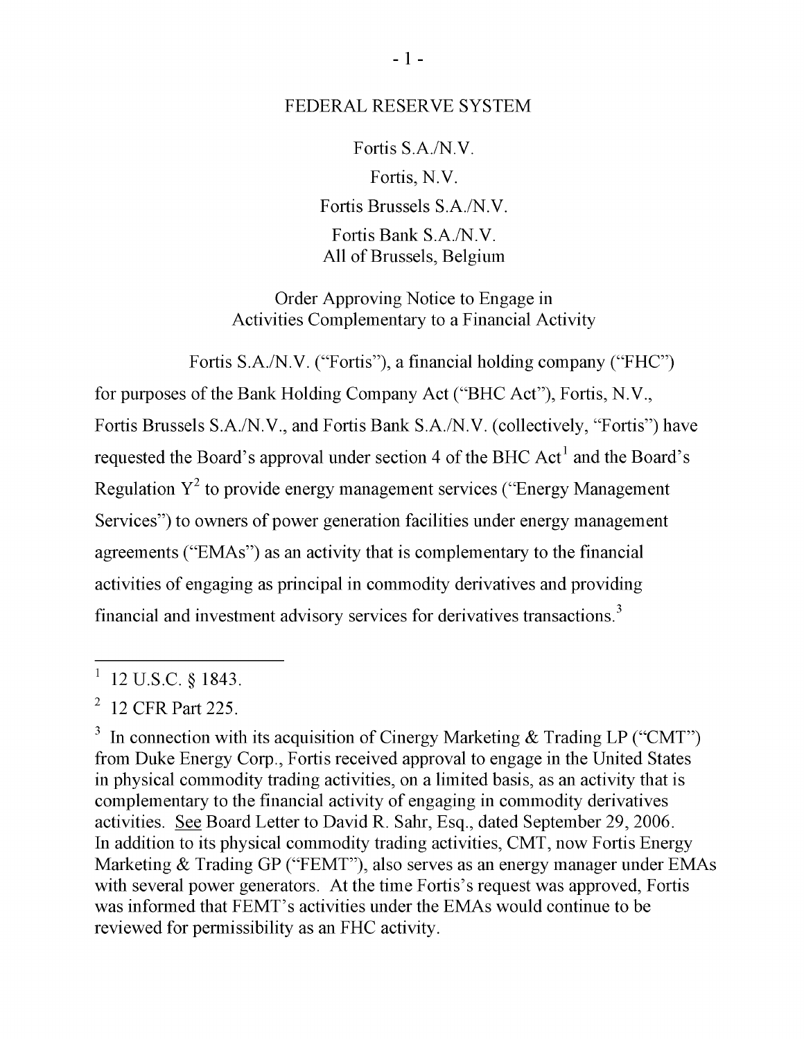FEDERAL RESERVE SYSTEM

Fortis S.A./N.V.  
Fortis, N.V.  
Fortis Brussels S.A./N.V.  
Fortis Bank S.A./N.V.  
All of Brussels, Belgium

Order Approving Notice to Engage in  
Activities Complementary to a Financial Activity

Fortis S.A./N.V. ("Fortis"), a financial holding company ("FHC") for purposes of the Bank Holding Company Act ("BHC Act"), Fortis, N.V., Fortis Brussels S.A./N.V., and Fortis Bank S.A./N.V. (collectively, "Fortis") have requested the Board's approval under section 4 of the BHC Act[1] and the Board's Regulation Y[2] to provide energy management services ("Energy Management Services") to owners of power generation facilities under energy management agreements ("EMAs") as an activity that is complementary to the financial activities of engaging as principal in commodity derivatives and providing financial and investment advisory services for derivatives transactions.[3]

---

[1] 12 U.S.C. § 1843.

[2] 12 CFR Part 225.

[3] In connection with its acquisition of Cinergy Marketing & Trading LP ("CMT") from Duke Energy Corp., Fortis received approval to engage in the United States in physical commodity trading activities, on a limited basis, as an activity that is complementary to the financial activity of engaging in commodity derivatives activities. See Board Letter to David R. Sahr, Esq., dated September 29, 2006. In addition to its physical commodity trading activities, CMT, now Fortis Energy Marketing & Trading GP ("FEMT"), also serves as an energy manager under EMAs with several power generators. At the time Fortis's request was approved, Fortis was informed that FEMT's activities under the EMAs would continue to be reviewed for permissibility as an FHC activity.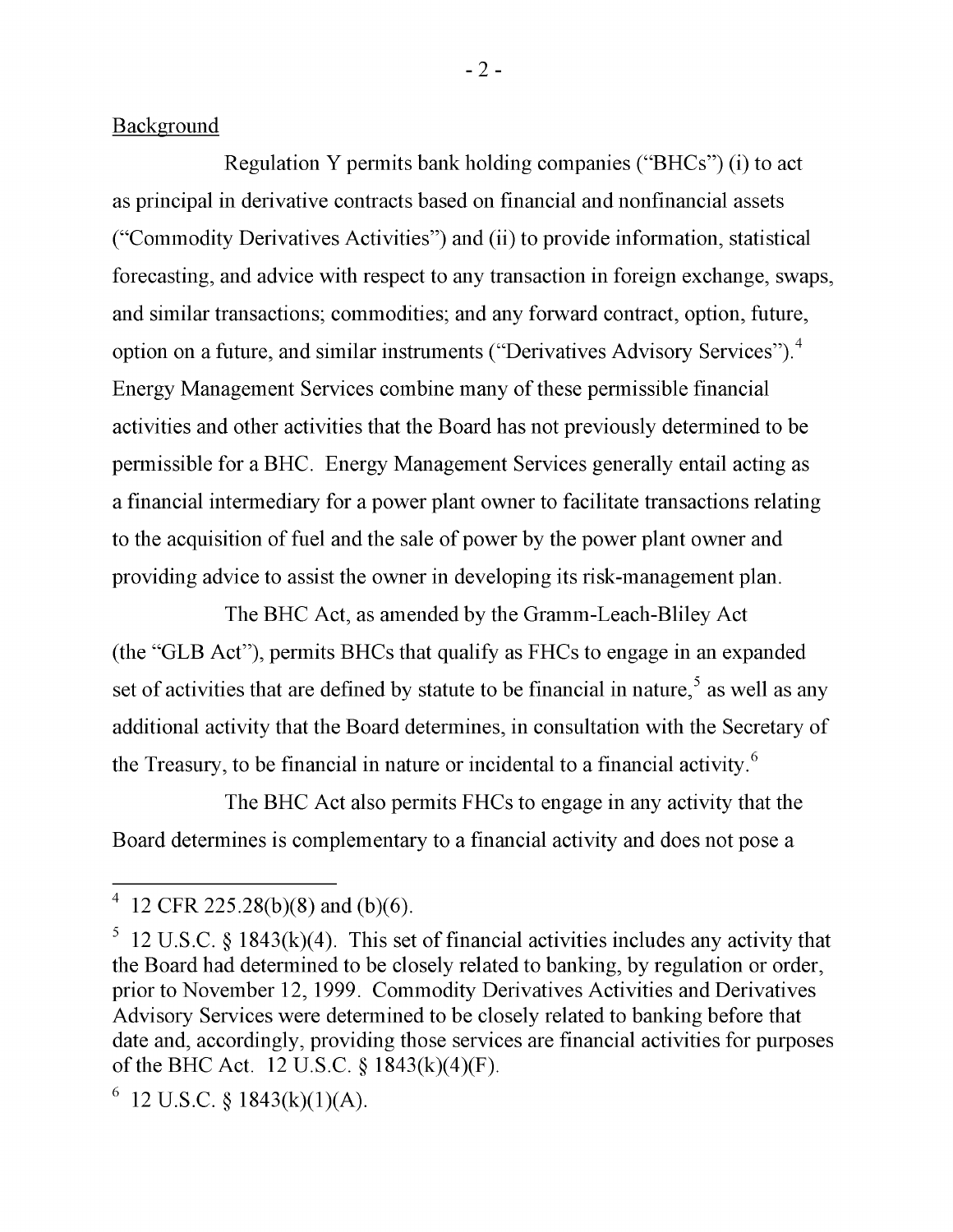Background

Regulation Y permits bank holding companies ("BHCs") (i) to act as principal in derivative contracts based on financial and nonfinancial assets ("Commodity Derivatives Activities") and (ii) to provide information, statistical forecasting, and advice with respect to any transaction in foreign exchange, swaps, and similar transactions; commodities; and any forward contract, option, future, option on a future, and similar instruments ("Derivatives Advisory Services").[4] Energy Management Services combine many of these permissible financial activities and other activities that the Board has not previously determined to be permissible for a BHC. Energy Management Services generally entail acting as a financial intermediary for a power plant owner to facilitate transactions relating to the acquisition of fuel and the sale of power by the power plant owner and providing advice to assist the owner in developing its risk-management plan.

The BHC Act, as amended by the Gramm-Leach-Bliley Act (the "GLB Act"), permits BHCs that qualify as FHCs to engage in an expanded set of activities that are defined by statute to be financial in nature,[5] as well as any additional activity that the Board determines, in consultation with the Secretary of the Treasury, to be financial in nature or incidental to a financial activity.[6]

The BHC Act also permits FHCs to engage in any activity that the Board determines is complementary to a financial activity and does not pose a

---

[4] 12 CFR 225.28(b)(8) and (b)(6).

[5] 12 U.S.C. § 1843(k)(4). This set of financial activities includes any activity that the Board had determined to be closely related to banking, by regulation or order, prior to November 12, 1999. Commodity Derivatives Activities and Derivatives Advisory Services were determined to be closely related to banking before that date and, accordingly, providing those services are financial activities for purposes of the BHC Act. 12 U.S.C. § 1843(k)(4)(F).

[6] 12 U.S.C. § 1843(k)(1)(A).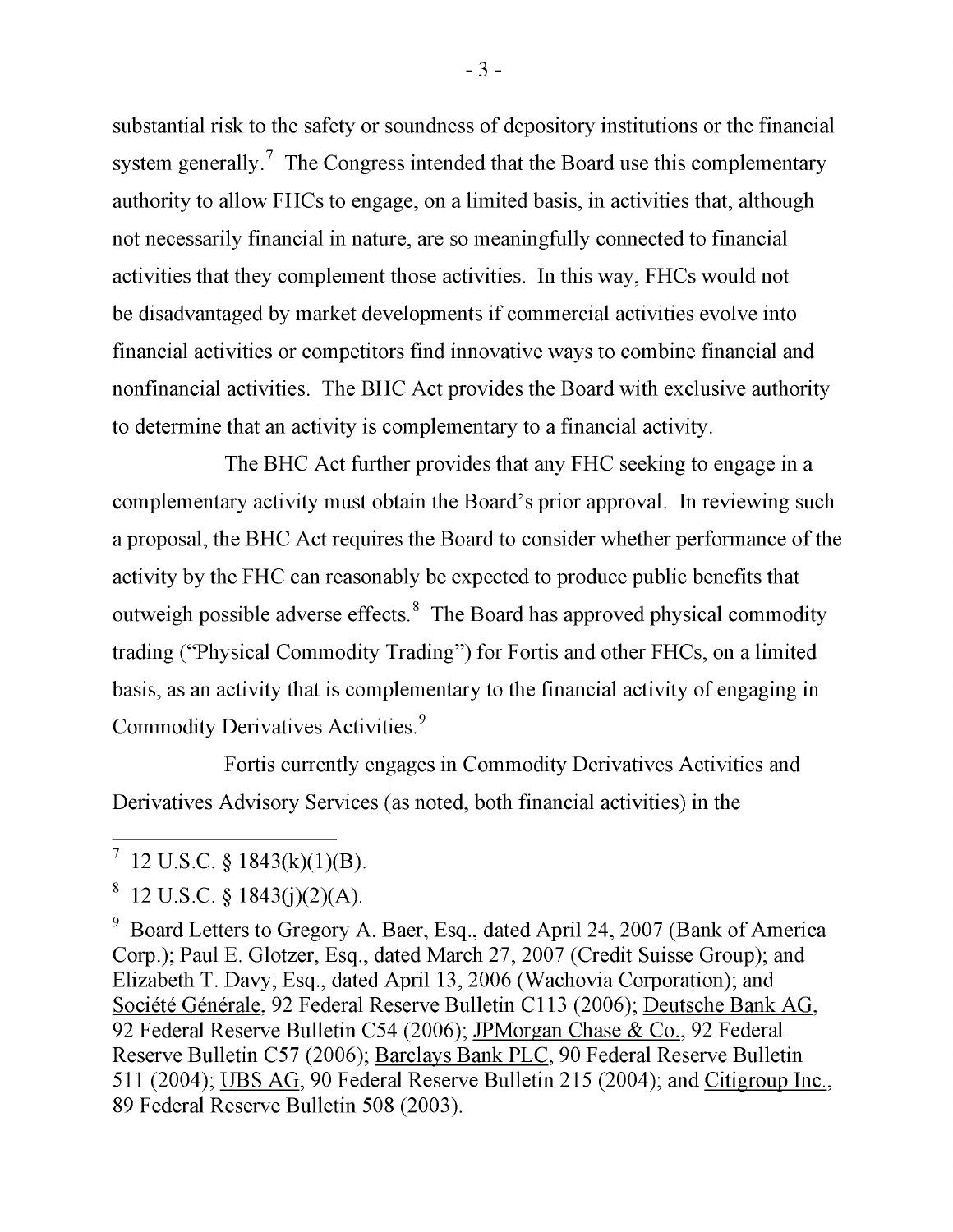substantial risk to the safety or soundness of depository institutions or the financial system generally.[7] The Congress intended that the Board use this complementary authority to allow FHCs to engage, on a limited basis, in activities that, although not necessarily financial in nature, are so meaningfully connected to financial activities that they complement those activities. In this way, FHCs would not be disadvantaged by market developments if commercial activities evolve into financial activities or competitors find innovative ways to combine financial and nonfinancial activities. The BHC Act provides the Board with exclusive authority to determine that an activity is complementary to a financial activity.

The BHC Act further provides that any FHC seeking to engage in a complementary activity must obtain the Board's prior approval. In reviewing such a proposal, the BHC Act requires the Board to consider whether performance of the activity by the FHC can reasonably be expected to produce public benefits that outweigh possible adverse effects.[8] The Board has approved physical commodity trading ("Physical Commodity Trading") for Fortis and other FHCs, on a limited basis, as an activity that is complementary to the financial activity of engaging in Commodity Derivatives Activities.[9]

Fortis currently engages in Commodity Derivatives Activities and Derivatives Advisory Services (as noted, both financial activities) in the

---

[7] 12 U.S.C. § 1843(k)(1)(B).

[8] 12 U.S.C. § 1843(j)(2)(A).

[9] Board Letters to Gregory A. Baer, Esq., dated April 24, 2007 (Bank of America Corp.); Paul E. Glotzer, Esq., dated March 27, 2007 (Credit Suisse Group); and Elizabeth T. Davy, Esq., dated April 13, 2006 (Wachovia Corporation); and Société Générale, 92 Federal Reserve Bulletin C113 (2006); Deutsche Bank AG, 92 Federal Reserve Bulletin C54 (2006); JPMorgan Chase & Co., 92 Federal Reserve Bulletin C57 (2006); Barclays Bank PLC, 90 Federal Reserve Bulletin 511 (2004); UBS AG, 90 Federal Reserve Bulletin 215 (2004); and Citigroup Inc., 89 Federal Reserve Bulletin 508 (2003).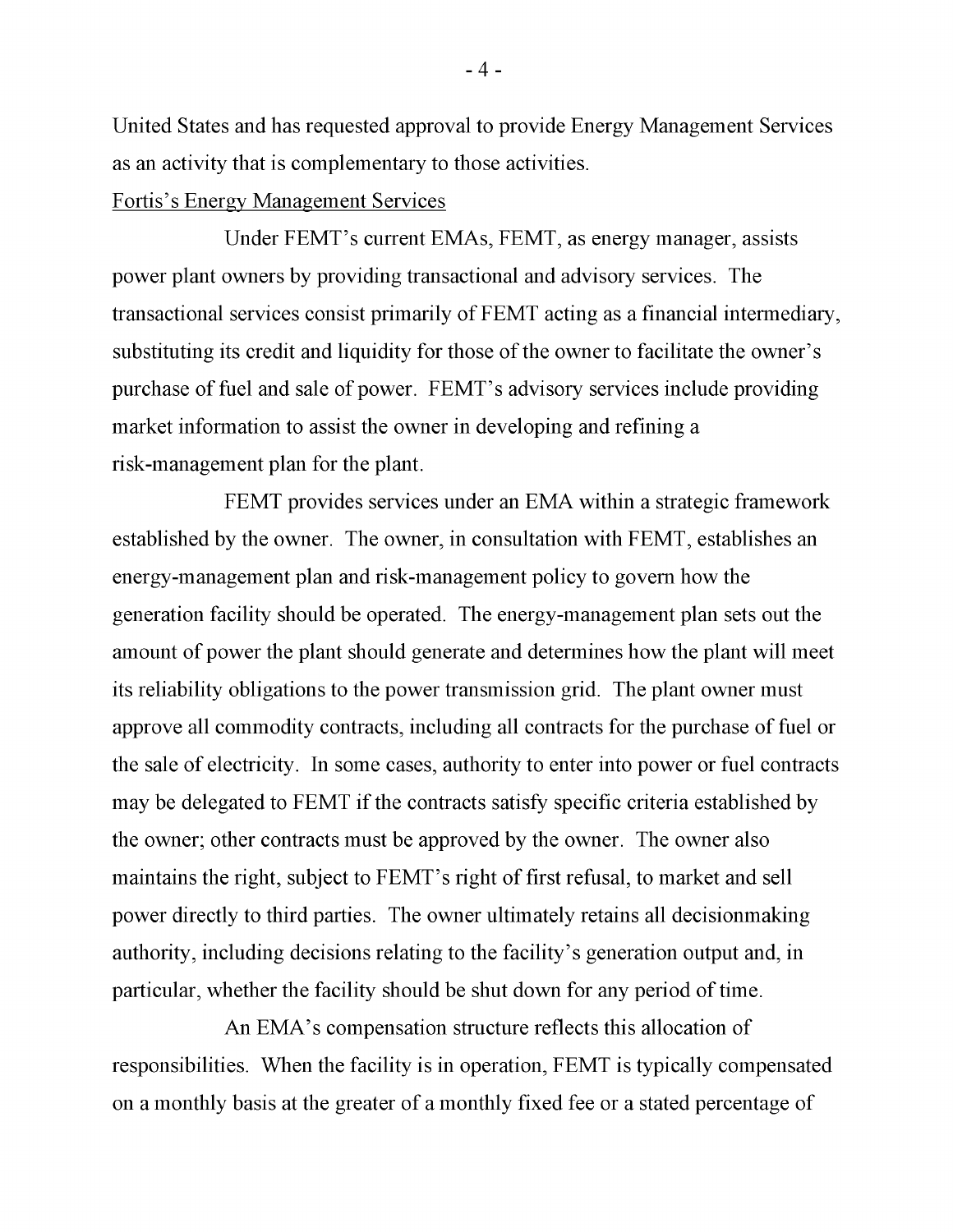United States and has requested approval to provide Energy Management Services as an activity that is complementary to those activities.

<u>Fortis's Energy Management Services</u>

Under FEMT's current EMAs, FEMT, as energy manager, assists power plant owners by providing transactional and advisory services. The transactional services consist primarily of FEMT acting as a financial intermediary, substituting its credit and liquidity for those of the owner to facilitate the owner's purchase of fuel and sale of power. FEMT's advisory services include providing market information to assist the owner in developing and refining a risk-management plan for the plant.

FEMT provides services under an EMA within a strategic framework established by the owner. The owner, in consultation with FEMT, establishes an energy-management plan and risk-management policy to govern how the generation facility should be operated. The energy-management plan sets out the amount of power the plant should generate and determines how the plant will meet its reliability obligations to the power transmission grid. The plant owner must approve all commodity contracts, including all contracts for the purchase of fuel or the sale of electricity. In some cases, authority to enter into power or fuel contracts may be delegated to FEMT if the contracts satisfy specific criteria established by the owner; other contracts must be approved by the owner. The owner also maintains the right, subject to FEMT's right of first refusal, to market and sell power directly to third parties. The owner ultimately retains all decisionmaking authority, including decisions relating to the facility's generation output and, in particular, whether the facility should be shut down for any period of time.

An EMA's compensation structure reflects this allocation of responsibilities. When the facility is in operation, FEMT is typically compensated on a monthly basis at the greater of a monthly fixed fee or a stated percentage of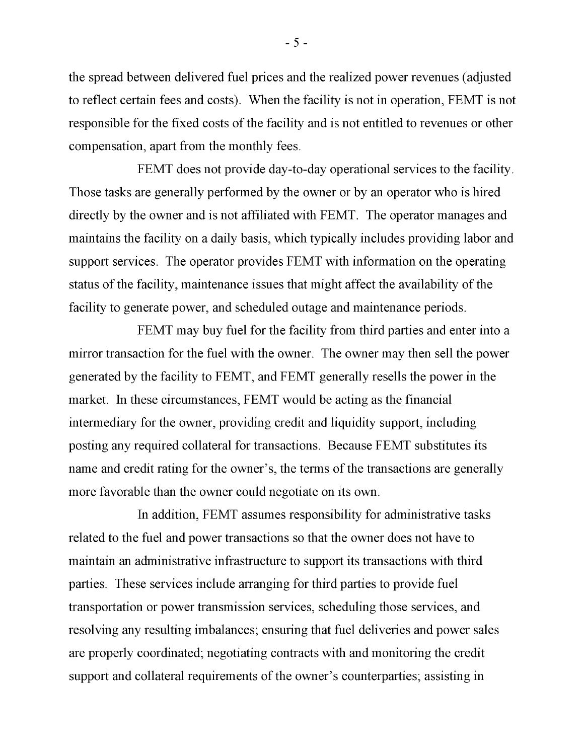the spread between delivered fuel prices and the realized power revenues (adjusted to reflect certain fees and costs). When the facility is not in operation, FEMT is not responsible for the fixed costs of the facility and is not entitled to revenues or other compensation, apart from the monthly fees.

FEMT does not provide day-to-day operational services to the facility. Those tasks are generally performed by the owner or by an operator who is hired directly by the owner and is not affiliated with FEMT. The operator manages and maintains the facility on a daily basis, which typically includes providing labor and support services. The operator provides FEMT with information on the operating status of the facility, maintenance issues that might affect the availability of the facility to generate power, and scheduled outage and maintenance periods.

FEMT may buy fuel for the facility from third parties and enter into a mirror transaction for the fuel with the owner. The owner may then sell the power generated by the facility to FEMT, and FEMT generally resells the power in the market. In these circumstances, FEMT would be acting as the financial intermediary for the owner, providing credit and liquidity support, including posting any required collateral for transactions. Because FEMT substitutes its name and credit rating for the owner's, the terms of the transactions are generally more favorable than the owner could negotiate on its own.

In addition, FEMT assumes responsibility for administrative tasks related to the fuel and power transactions so that the owner does not have to maintain an administrative infrastructure to support its transactions with third parties. These services include arranging for third parties to provide fuel transportation or power transmission services, scheduling those services, and resolving any resulting imbalances; ensuring that fuel deliveries and power sales are properly coordinated; negotiating contracts with and monitoring the credit support and collateral requirements of the owner's counterparties; assisting in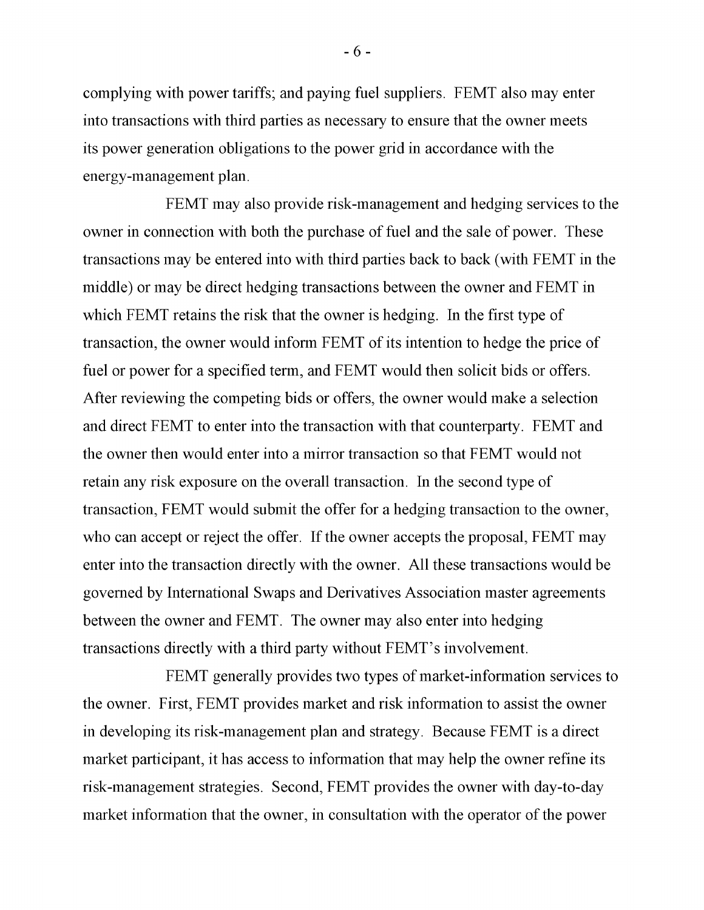complying with power tariffs; and paying fuel suppliers. FEMT also may enter into transactions with third parties as necessary to ensure that the owner meets its power generation obligations to the power grid in accordance with the energy-management plan.

FEMT may also provide risk-management and hedging services to the owner in connection with both the purchase of fuel and the sale of power. These transactions may be entered into with third parties back to back (with FEMT in the middle) or may be direct hedging transactions between the owner and FEMT in which FEMT retains the risk that the owner is hedging. In the first type of transaction, the owner would inform FEMT of its intention to hedge the price of fuel or power for a specified term, and FEMT would then solicit bids or offers. After reviewing the competing bids or offers, the owner would make a selection and direct FEMT to enter into the transaction with that counterparty. FEMT and the owner then would enter into a mirror transaction so that FEMT would not retain any risk exposure on the overall transaction. In the second type of transaction, FEMT would submit the offer for a hedging transaction to the owner, who can accept or reject the offer. If the owner accepts the proposal, FEMT may enter into the transaction directly with the owner. All these transactions would be governed by International Swaps and Derivatives Association master agreements between the owner and FEMT. The owner may also enter into hedging transactions directly with a third party without FEMT's involvement.

FEMT generally provides two types of market-information services to the owner. First, FEMT provides market and risk information to assist the owner in developing its risk-management plan and strategy. Because FEMT is a direct market participant, it has access to information that may help the owner refine its risk-management strategies. Second, FEMT provides the owner with day-to-day market information that the owner, in consultation with the operator of the power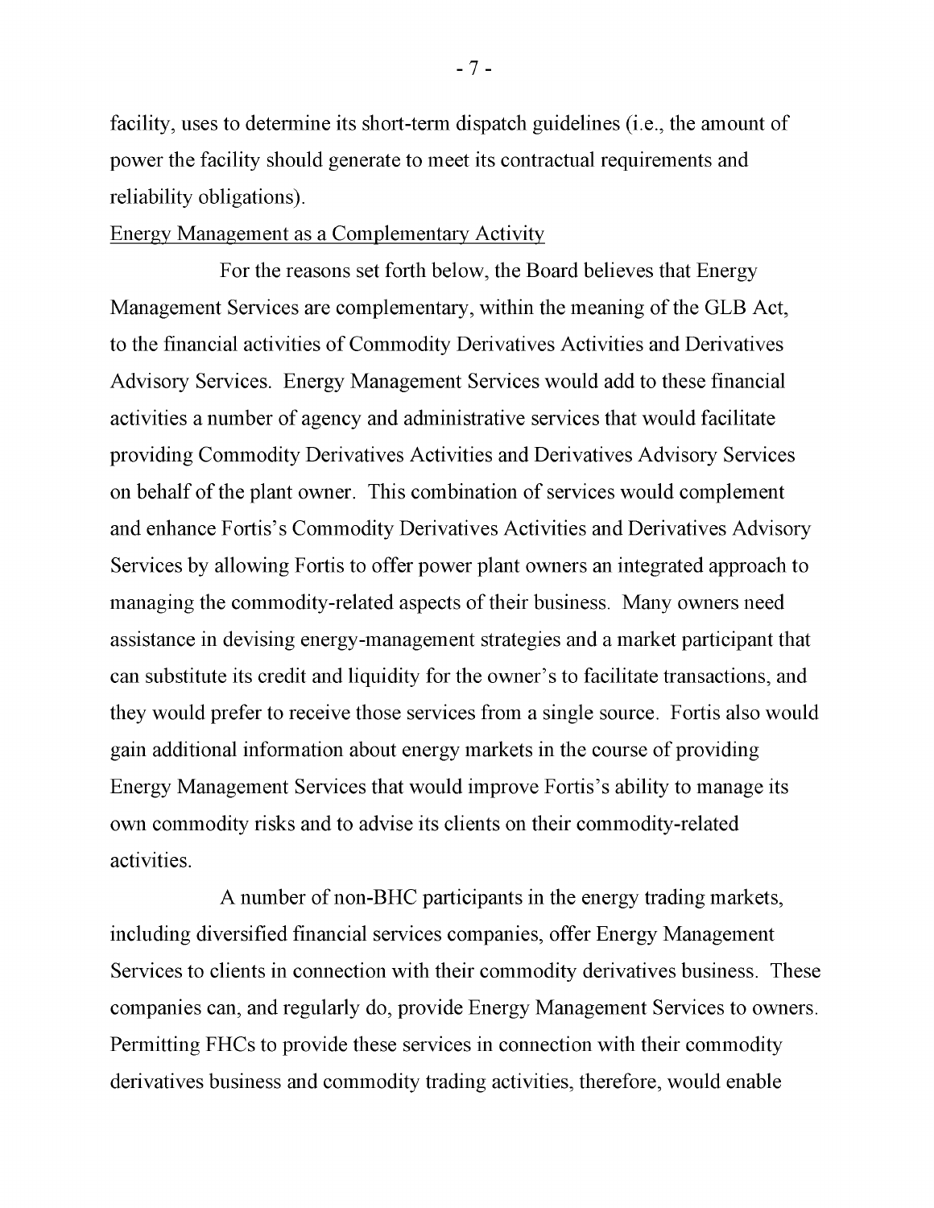facility, uses to determine its short-term dispatch guidelines (i.e., the amount of power the facility should generate to meet its contractual requirements and reliability obligations).

Energy Management as a Complementary Activity

For the reasons set forth below, the Board believes that Energy Management Services are complementary, within the meaning of the GLB Act, to the financial activities of Commodity Derivatives Activities and Derivatives Advisory Services. Energy Management Services would add to these financial activities a number of agency and administrative services that would facilitate providing Commodity Derivatives Activities and Derivatives Advisory Services on behalf of the plant owner. This combination of services would complement and enhance Fortis's Commodity Derivatives Activities and Derivatives Advisory Services by allowing Fortis to offer power plant owners an integrated approach to managing the commodity-related aspects of their business. Many owners need assistance in devising energy-management strategies and a market participant that can substitute its credit and liquidity for the owner's to facilitate transactions, and they would prefer to receive those services from a single source. Fortis also would gain additional information about energy markets in the course of providing Energy Management Services that would improve Fortis's ability to manage its own commodity risks and to advise its clients on their commodity-related activities.

A number of non-BHC participants in the energy trading markets, including diversified financial services companies, offer Energy Management Services to clients in connection with their commodity derivatives business. These companies can, and regularly do, provide Energy Management Services to owners. Permitting FHCs to provide these services in connection with their commodity derivatives business and commodity trading activities, therefore, would enable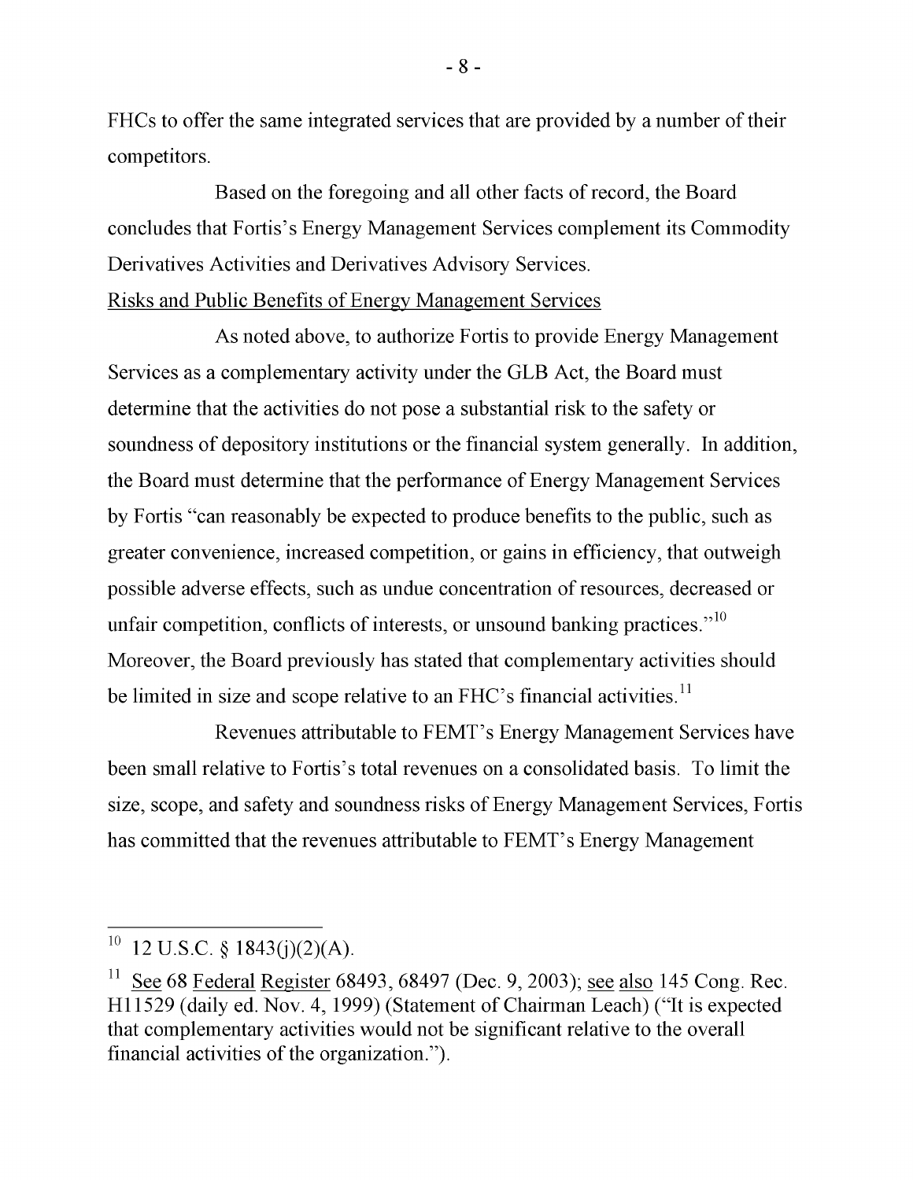FHCs to offer the same integrated services that are provided by a number of their competitors.

Based on the foregoing and all other facts of record, the Board concludes that Fortis's Energy Management Services complement its Commodity Derivatives Activities and Derivatives Advisory Services.

Risks and Public Benefits of Energy Management Services

As noted above, to authorize Fortis to provide Energy Management Services as a complementary activity under the GLB Act, the Board must determine that the activities do not pose a substantial risk to the safety or soundness of depository institutions or the financial system generally. In addition, the Board must determine that the performance of Energy Management Services by Fortis "can reasonably be expected to produce benefits to the public, such as greater convenience, increased competition, or gains in efficiency, that outweigh possible adverse effects, such as undue concentration of resources, decreased or unfair competition, conflicts of interests, or unsound banking practices."[10] Moreover, the Board previously has stated that complementary activities should be limited in size and scope relative to an FHC's financial activities.[11]

Revenues attributable to FEMT's Energy Management Services have been small relative to Fortis's total revenues on a consolidated basis. To limit the size, scope, and safety and soundness risks of Energy Management Services, Fortis has committed that the revenues attributable to FEMT's Energy Management

---

[10] 12 U.S.C. § 1843(j)(2)(A).

[11] See 68 Federal Register 68493, 68497 (Dec. 9, 2003); see also 145 Cong. Rec. H11529 (daily ed. Nov. 4, 1999) (Statement of Chairman Leach) ("It is expected that complementary activities would not be significant relative to the overall financial activities of the organization.").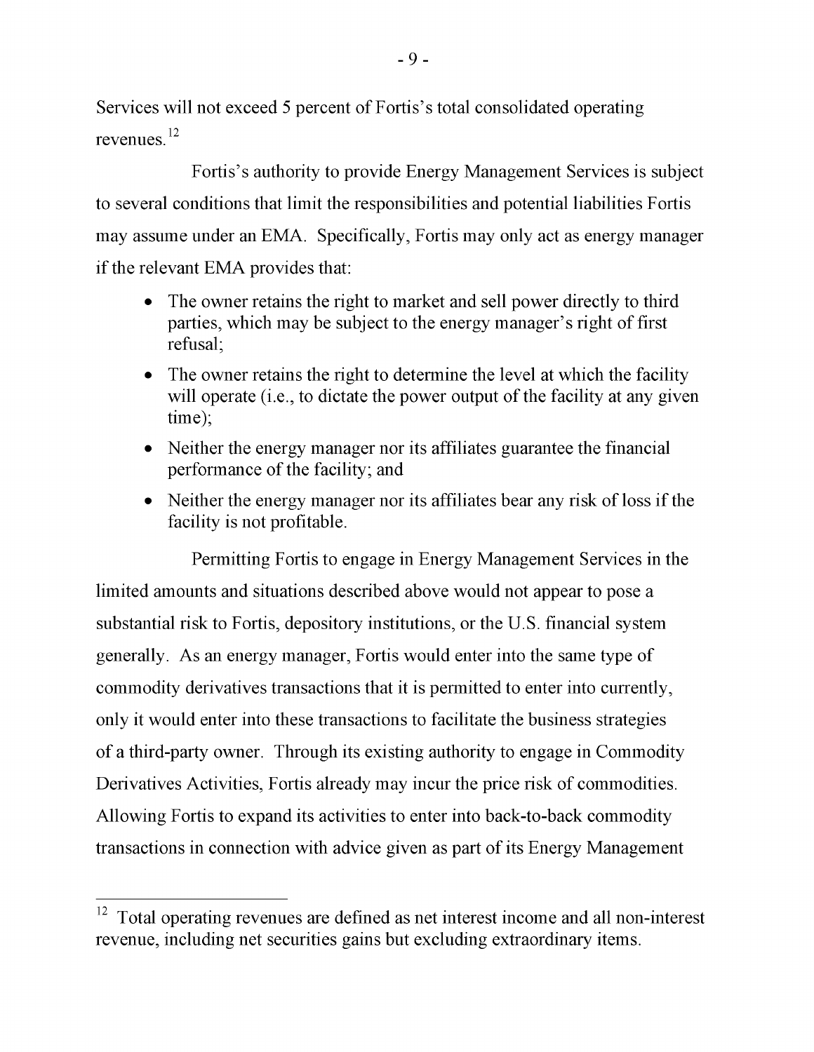Services will not exceed 5 percent of Fortis's total consolidated operating revenues.[12]

Fortis's authority to provide Energy Management Services is subject to several conditions that limit the responsibilities and potential liabilities Fortis may assume under an EMA. Specifically, Fortis may only act as energy manager if the relevant EMA provides that:

- The owner retains the right to market and sell power directly to third parties, which may be subject to the energy manager's right of first refusal;
- The owner retains the right to determine the level at which the facility will operate (i.e., to dictate the power output of the facility at any given time);
- Neither the energy manager nor its affiliates guarantee the financial performance of the facility; and
- Neither the energy manager nor its affiliates bear any risk of loss if the facility is not profitable.

Permitting Fortis to engage in Energy Management Services in the limited amounts and situations described above would not appear to pose a substantial risk to Fortis, depository institutions, or the U.S. financial system generally. As an energy manager, Fortis would enter into the same type of commodity derivatives transactions that it is permitted to enter into currently, only it would enter into these transactions to facilitate the business strategies of a third-party owner. Through its existing authority to engage in Commodity Derivatives Activities, Fortis already may incur the price risk of commodities. Allowing Fortis to expand its activities to enter into back-to-back commodity transactions in connection with advice given as part of its Energy Management

[12] Total operating revenues are defined as net interest income and all non-interest revenue, including net securities gains but excluding extraordinary items.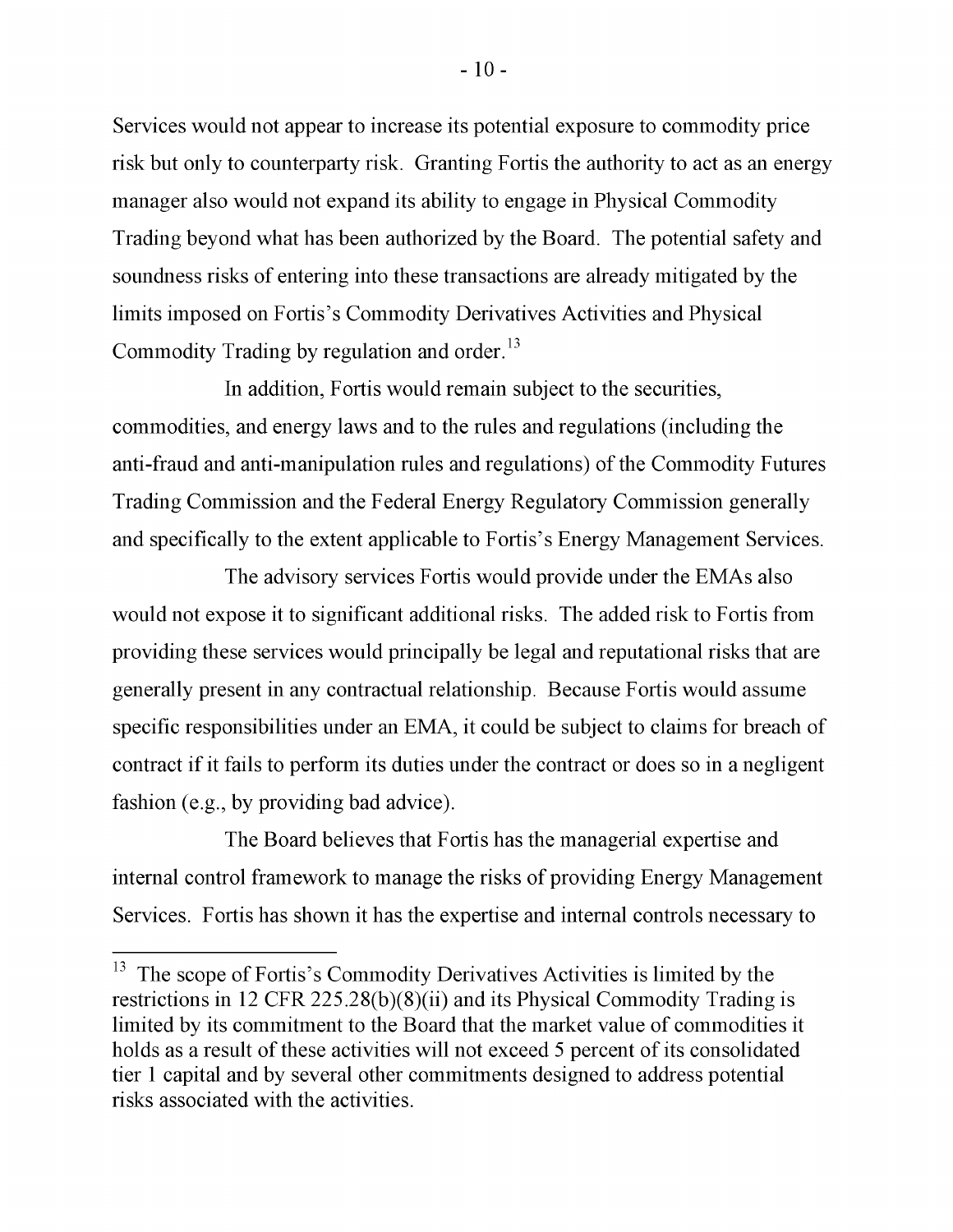Services would not appear to increase its potential exposure to commodity price risk but only to counterparty risk. Granting Fortis the authority to act as an energy manager also would not expand its ability to engage in Physical Commodity Trading beyond what has been authorized by the Board. The potential safety and soundness risks of entering into these transactions are already mitigated by the limits imposed on Fortis's Commodity Derivatives Activities and Physical Commodity Trading by regulation and order.[13]

In addition, Fortis would remain subject to the securities, commodities, and energy laws and to the rules and regulations (including the anti-fraud and anti-manipulation rules and regulations) of the Commodity Futures Trading Commission and the Federal Energy Regulatory Commission generally and specifically to the extent applicable to Fortis's Energy Management Services.

The advisory services Fortis would provide under the EMAs also would not expose it to significant additional risks. The added risk to Fortis from providing these services would principally be legal and reputational risks that are generally present in any contractual relationship. Because Fortis would assume specific responsibilities under an EMA, it could be subject to claims for breach of contract if it fails to perform its duties under the contract or does so in a negligent fashion (e.g., by providing bad advice).

The Board believes that Fortis has the managerial expertise and internal control framework to manage the risks of providing Energy Management Services. Fortis has shown it has the expertise and internal controls necessary to

---

[13] The scope of Fortis's Commodity Derivatives Activities is limited by the restrictions in 12 CFR 225.28(b)(8)(ii) and its Physical Commodity Trading is limited by its commitment to the Board that the market value of commodities it holds as a result of these activities will not exceed 5 percent of its consolidated tier 1 capital and by several other commitments designed to address potential risks associated with the activities.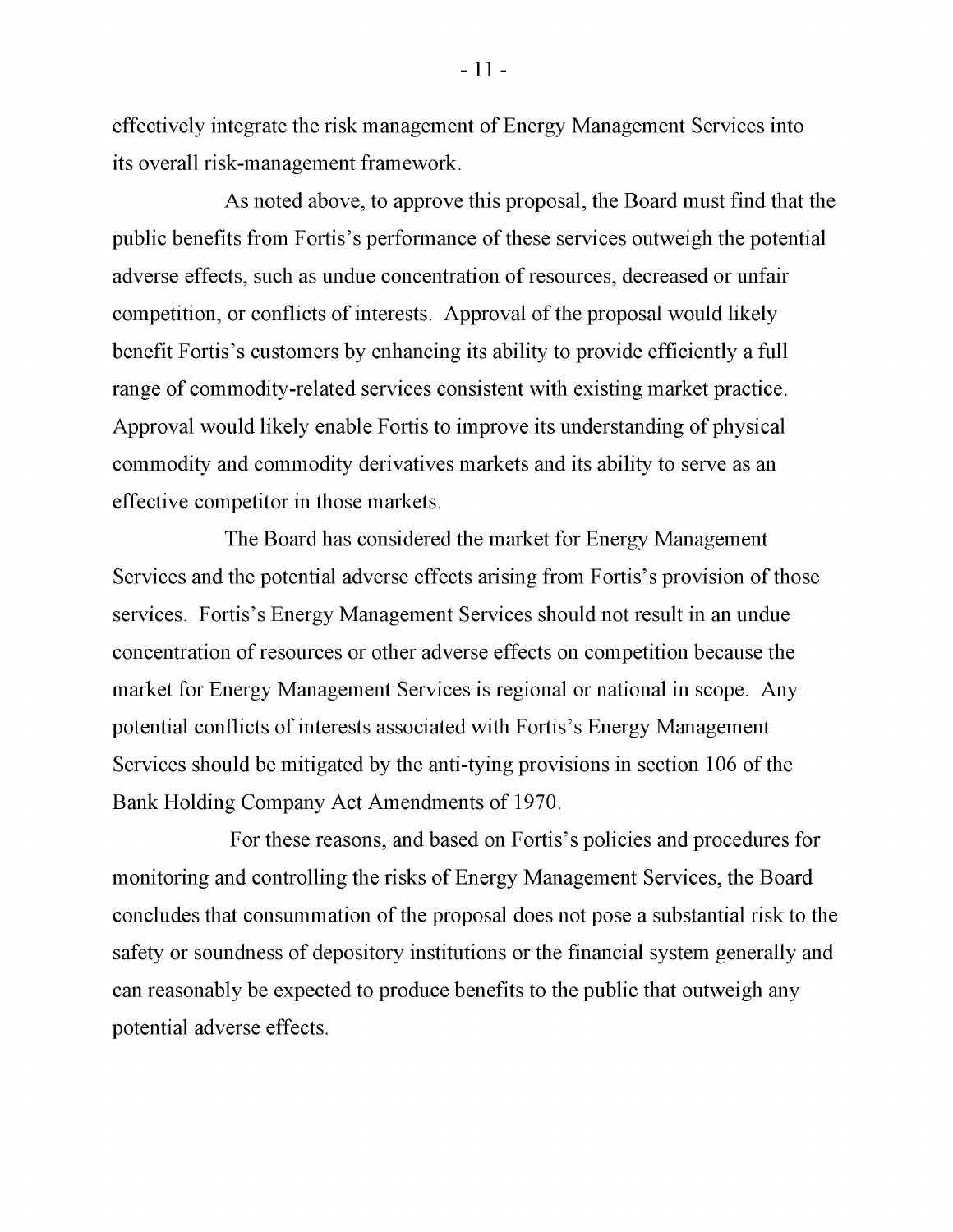effectively integrate the risk management of Energy Management Services into its overall risk-management framework.

As noted above, to approve this proposal, the Board must find that the public benefits from Fortis's performance of these services outweigh the potential adverse effects, such as undue concentration of resources, decreased or unfair competition, or conflicts of interests. Approval of the proposal would likely benefit Fortis's customers by enhancing its ability to provide efficiently a full range of commodity-related services consistent with existing market practice. Approval would likely enable Fortis to improve its understanding of physical commodity and commodity derivatives markets and its ability to serve as an effective competitor in those markets.

The Board has considered the market for Energy Management Services and the potential adverse effects arising from Fortis's provision of those services. Fortis's Energy Management Services should not result in an undue concentration of resources or other adverse effects on competition because the market for Energy Management Services is regional or national in scope. Any potential conflicts of interests associated with Fortis's Energy Management Services should be mitigated by the anti-tying provisions in section 106 of the Bank Holding Company Act Amendments of 1970.

For these reasons, and based on Fortis's policies and procedures for monitoring and controlling the risks of Energy Management Services, the Board concludes that consummation of the proposal does not pose a substantial risk to the safety or soundness of depository institutions or the financial system generally and can reasonably be expected to produce benefits to the public that outweigh any potential adverse effects.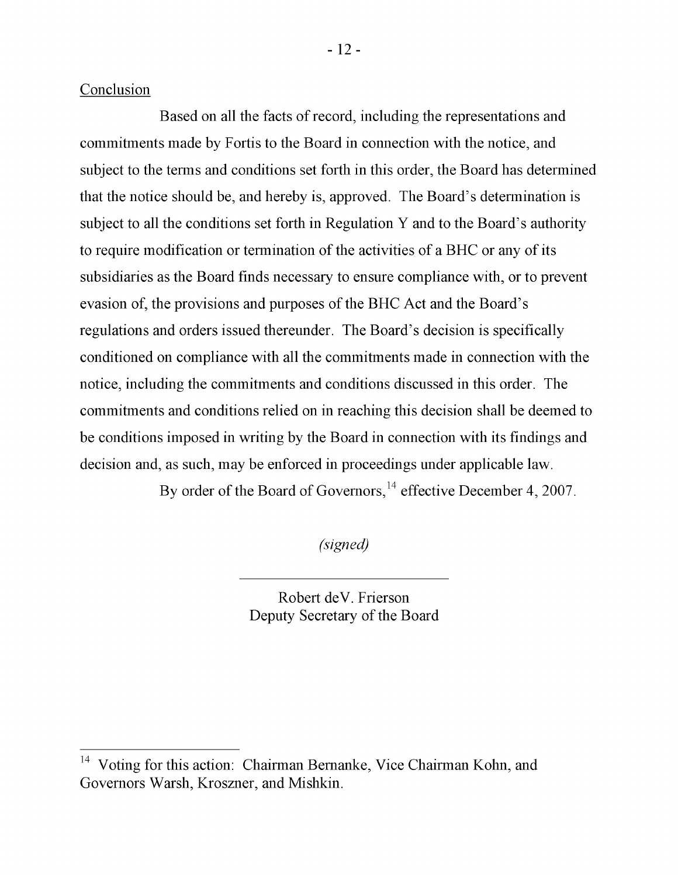Conclusion

Based on all the facts of record, including the representations and commitments made by Fortis to the Board in connection with the notice, and subject to the terms and conditions set forth in this order, the Board has determined that the notice should be, and hereby is, approved. The Board's determination is subject to all the conditions set forth in Regulation Y and to the Board's authority to require modification or termination of the activities of a BHC or any of its subsidiaries as the Board finds necessary to ensure compliance with, or to prevent evasion of, the provisions and purposes of the BHC Act and the Board's regulations and orders issued thereunder. The Board's decision is specifically conditioned on compliance with all the commitments made in connection with the notice, including the commitments and conditions discussed in this order. The commitments and conditions relied on in reaching this decision shall be deemed to be conditions imposed in writing by the Board in connection with its findings and decision and, as such, may be enforced in proceedings under applicable law.

By order of the Board of Governors,[14] effective December 4, 2007.

*(signed)*

Robert deV. Frierson
Deputy Secretary of the Board

---

[14] Voting for this action: Chairman Bernanke, Vice Chairman Kohn, and Governors Warsh, Kroszner, and Mishkin.